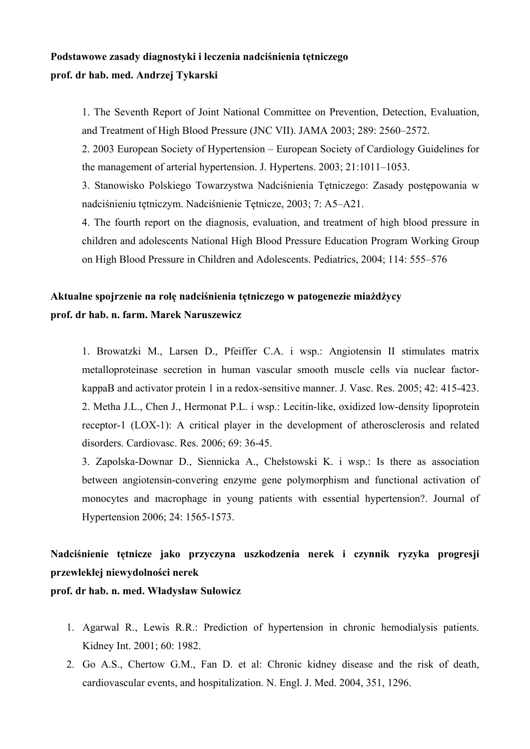**Podstawowe zasady diagnostyki i leczenia nadciśnienia tętniczego**
**prof. dr hab. med. Andrzej Tykarski**

1. The Seventh Report of Joint National Committee on Prevention, Detection, Evaluation, and Treatment of High Blood Pressure (JNC VII). JAMA 2003; 289: 2560–2572.
2. 2003 European Society of Hypertension – European Society of Cardiology Guidelines for the management of arterial hypertension. J. Hypertens. 2003; 21:1011–1053.
3. Stanowisko Polskiego Towarzystwa Nadciśnienia Tętniczego: Zasady postępowania w nadciśnieniu tętniczym. Nadciśnienie Tętnicze, 2003; 7: A5–A21.
4. The fourth report on the diagnosis, evaluation, and treatment of high blood pressure in children and adolescents National High Blood Pressure Education Program Working Group on High Blood Pressure in Children and Adolescents. Pediatrics, 2004; 114: 555–576

**Aktualne spojrzenie na rolę nadciśnienia tętniczego w patogenezie miażdżycy**
**prof. dr hab. n. farm. Marek Naruszewicz**

1. Browatzki M., Larsen D., Pfeiffer C.A. i wsp.: Angiotensin II stimulates matrix metalloproteinase secretion in human vascular smooth muscle cells via nuclear factor-kappaB and activator protein 1 in a redox-sensitive manner. J. Vasc. Res. 2005; 42: 415-423.
2. Metha J.L., Chen J., Hermonat P.L. i wsp.: Lecitin-like, oxidized low-density lipoprotein receptor-1 (LOX-1): A critical player in the development of atherosclerosis and related disorders. Cardiovasc. Res. 2006; 69: 36-45.
3. Zapolska-Downar D., Siennicka A., Chełstowski K. i wsp.: Is there as association between angiotensin-convering enzyme gene polymorphism and functional activation of monocytes and macrophage in young patients with essential hypertension?. Journal of Hypertension 2006; 24: 1565-1573.

**Nadciśnienie tętnicze jako przyczyna uszkodzenia nerek i czynnik ryzyka progresji przewlekłej niewydolności nerek**
**prof. dr hab. n. med. Władysław Sułowicz**

1. Agarwal R., Lewis R.R.: Prediction of hypertension in chronic hemodialysis patients. Kidney Int. 2001; 60: 1982.
2. Go A.S., Chertow G.M., Fan D. et al: Chronic kidney disease and the risk of death, cardiovascular events, and hospitalization. N. Engl. J. Med. 2004, 351, 1296.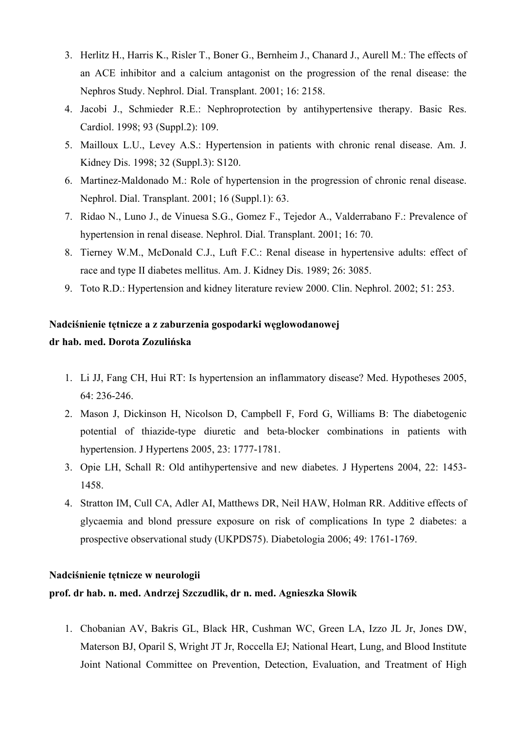3. Herlitz H., Harris K., Risler T., Boner G., Bernheim J., Chanard J., Aurell M.: The effects of an ACE inhibitor and a calcium antagonist on the progression of the renal disease: the Nephros Study. Nephrol. Dial. Transplant. 2001; 16: 2158.
4. Jacobi J., Schmieder R.E.: Nephroprotection by antihypertensive therapy. Basic Res. Cardiol. 1998; 93 (Suppl.2): 109.
5. Mailloux L.U., Levey A.S.: Hypertension in patients with chronic renal disease. Am. J. Kidney Dis. 1998; 32 (Suppl.3): S120.
6. Martinez-Maldonado M.: Role of hypertension in the progression of chronic renal disease. Nephrol. Dial. Transplant. 2001; 16 (Suppl.1): 63.
7. Ridao N., Luno J., de Vinuesa S.G., Gomez F., Tejedor A., Valderrabano F.: Prevalence of hypertension in renal disease. Nephrol. Dial. Transplant. 2001; 16: 70.
8. Tierney W.M., McDonald C.J., Luft F.C.: Renal disease in hypertensive adults: effect of race and type II diabetes mellitus. Am. J. Kidney Dis. 1989; 26: 3085.
9. Toto R.D.: Hypertension and kidney literature review 2000. Clin. Nephrol. 2002; 51: 253.

**Nadciśnienie tętnicze a z zaburzenia gospodarki węglowodanowej**
**dr hab. med. Dorota Zozulińska**

1. Li JJ, Fang CH, Hui RT: Is hypertension an inflammatory disease? Med. Hypotheses 2005, 64: 236-246.
2. Mason J, Dickinson H, Nicolson D, Campbell F, Ford G, Williams B: The diabetogenic potential of thiazide-type diuretic and beta-blocker combinations in patients with hypertension. J Hypertens 2005, 23: 1777-1781.
3. Opie LH, Schall R: Old antihypertensive and new diabetes. J Hypertens 2004, 22: 1453-1458.
4. Stratton IM, Cull CA, Adler AI, Matthews DR, Neil HAW, Holman RR. Additive effects of glycaemia and blond pressure exposure on risk of complications In type 2 diabetes: a prospective observational study (UKPDS75). Diabetologia 2006; 49: 1761-1769.

**Nadciśnienie tętnicze w neurologii**
**prof. dr hab. n. med. Andrzej Szczudlik, dr n. med. Agnieszka Słowik**

1. Chobanian AV, Bakris GL, Black HR, Cushman WC, Green LA, Izzo JL Jr, Jones DW, Materson BJ, Oparil S, Wright JT Jr, Roccella EJ; National Heart, Lung, and Blood Institute Joint National Committee on Prevention, Detection, Evaluation, and Treatment of High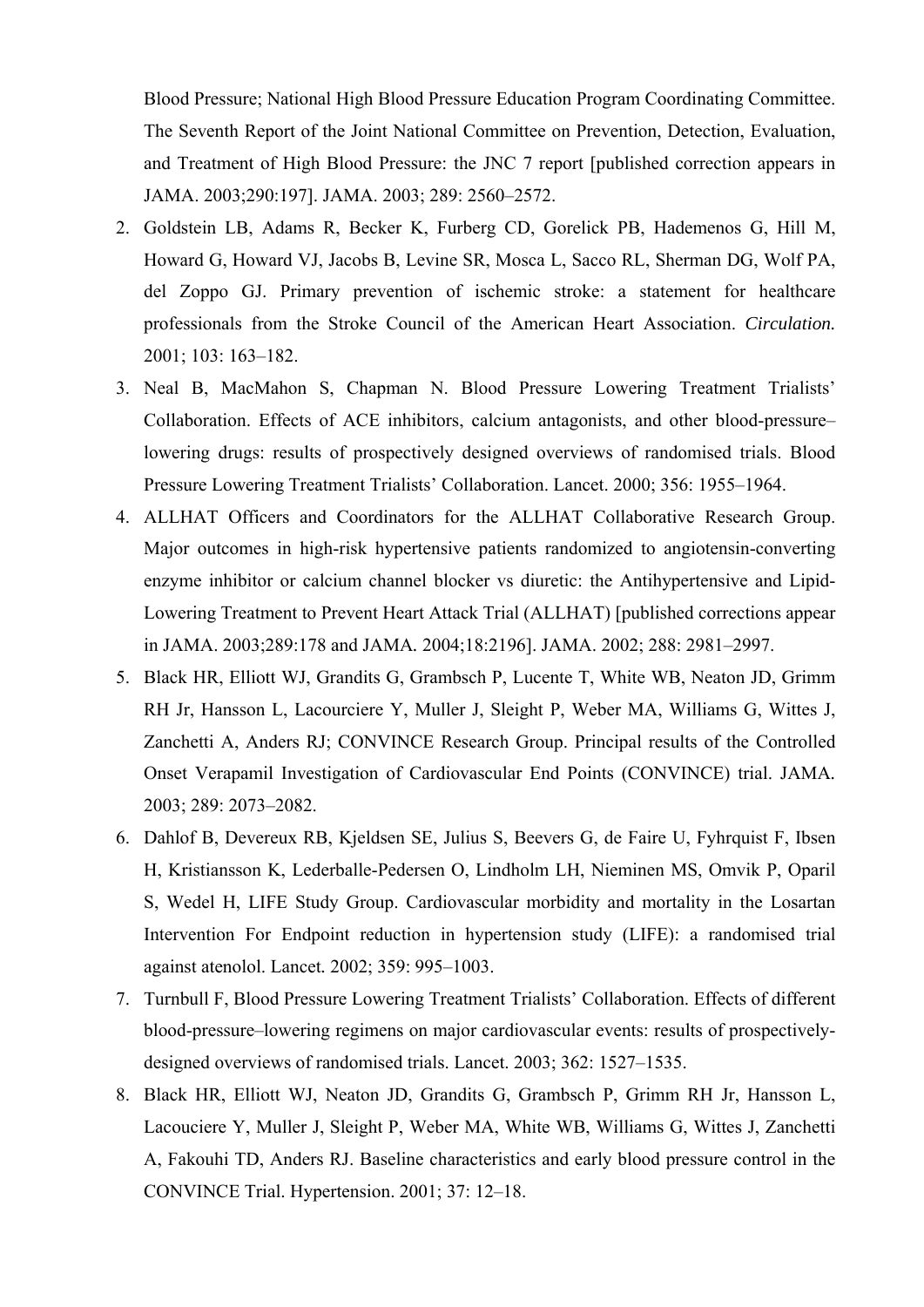Blood Pressure; National High Blood Pressure Education Program Coordinating Committee. The Seventh Report of the Joint National Committee on Prevention, Detection, Evaluation, and Treatment of High Blood Pressure: the JNC 7 report [published correction appears in JAMA. 2003;290:197]. JAMA. 2003; 289: 2560–2572.

2. Goldstein LB, Adams R, Becker K, Furberg CD, Gorelick PB, Hademenos G, Hill M, Howard G, Howard VJ, Jacobs B, Levine SR, Mosca L, Sacco RL, Sherman DG, Wolf PA, del Zoppo GJ. Primary prevention of ischemic stroke: a statement for healthcare professionals from the Stroke Council of the American Heart Association. *Circulation.* 2001; 103: 163–182.
3. Neal B, MacMahon S, Chapman N. Blood Pressure Lowering Treatment Trialists' Collaboration. Effects of ACE inhibitors, calcium antagonists, and other blood-pressure–lowering drugs: results of prospectively designed overviews of randomised trials. Blood Pressure Lowering Treatment Trialists' Collaboration. Lancet. 2000; 356: 1955–1964.
4. ALLHAT Officers and Coordinators for the ALLHAT Collaborative Research Group. Major outcomes in high-risk hypertensive patients randomized to angiotensin-converting enzyme inhibitor or calcium channel blocker vs diuretic: the Antihypertensive and Lipid-Lowering Treatment to Prevent Heart Attack Trial (ALLHAT) [published corrections appear in JAMA. 2003;289:178 and JAMA. 2004;18:2196]. JAMA. 2002; 288: 2981–2997.
5. Black HR, Elliott WJ, Grandits G, Grambsch P, Lucente T, White WB, Neaton JD, Grimm RH Jr, Hansson L, Lacourciere Y, Muller J, Sleight P, Weber MA, Williams G, Wittes J, Zanchetti A, Anders RJ; CONVINCE Research Group. Principal results of the Controlled Onset Verapamil Investigation of Cardiovascular End Points (CONVINCE) trial. JAMA. 2003; 289: 2073–2082.
6. Dahlof B, Devereux RB, Kjeldsen SE, Julius S, Beevers G, de Faire U, Fyhrquist F, Ibsen H, Kristiansson K, Lederballe-Pedersen O, Lindholm LH, Nieminen MS, Omvik P, Oparil S, Wedel H, LIFE Study Group. Cardiovascular morbidity and mortality in the Losartan Intervention For Endpoint reduction in hypertension study (LIFE): a randomised trial against atenolol. Lancet. 2002; 359: 995–1003.
7. Turnbull F, Blood Pressure Lowering Treatment Trialists' Collaboration. Effects of different blood-pressure–lowering regimens on major cardiovascular events: results of prospectively-designed overviews of randomised trials. Lancet. 2003; 362: 1527–1535.
8. Black HR, Elliott WJ, Neaton JD, Grandits G, Grambsch P, Grimm RH Jr, Hansson L, Lacouciere Y, Muller J, Sleight P, Weber MA, White WB, Williams G, Wittes J, Zanchetti A, Fakouhi TD, Anders RJ. Baseline characteristics and early blood pressure control in the CONVINCE Trial. Hypertension. 2001; 37: 12–18.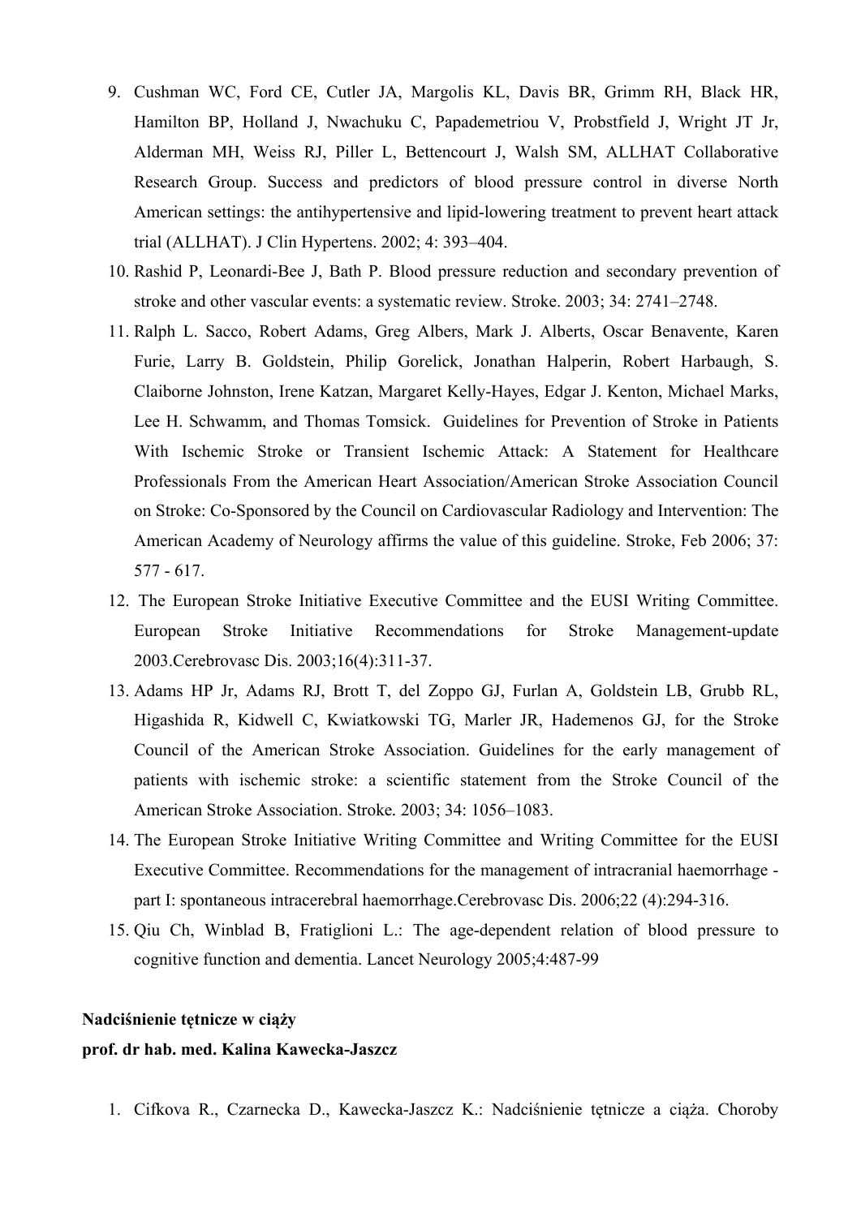9. Cushman WC, Ford CE, Cutler JA, Margolis KL, Davis BR, Grimm RH, Black HR, Hamilton BP, Holland J, Nwachuku C, Papademetriou V, Probstfield J, Wright JT Jr, Alderman MH, Weiss RJ, Piller L, Bettencourt J, Walsh SM, ALLHAT Collaborative Research Group. Success and predictors of blood pressure control in diverse North American settings: the antihypertensive and lipid-lowering treatment to prevent heart attack trial (ALLHAT). J Clin Hypertens. 2002; 4: 393–404.
10. Rashid P, Leonardi-Bee J, Bath P. Blood pressure reduction and secondary prevention of stroke and other vascular events: a systematic review. Stroke. 2003; 34: 2741–2748.
11. Ralph L. Sacco, Robert Adams, Greg Albers, Mark J. Alberts, Oscar Benavente, Karen Furie, Larry B. Goldstein, Philip Gorelick, Jonathan Halperin, Robert Harbaugh, S. Claiborne Johnston, Irene Katzan, Margaret Kelly-Hayes, Edgar J. Kenton, Michael Marks, Lee H. Schwamm, and Thomas Tomsick. Guidelines for Prevention of Stroke in Patients With Ischemic Stroke or Transient Ischemic Attack: A Statement for Healthcare Professionals From the American Heart Association/American Stroke Association Council on Stroke: Co-Sponsored by the Council on Cardiovascular Radiology and Intervention: The American Academy of Neurology affirms the value of this guideline. Stroke, Feb 2006; 37: 577 - 617.
12. The European Stroke Initiative Executive Committee and the EUSI Writing Committee. European Stroke Initiative Recommendations for Stroke Management-update 2003.Cerebrovasc Dis. 2003;16(4):311-37.
13. Adams HP Jr, Adams RJ, Brott T, del Zoppo GJ, Furlan A, Goldstein LB, Grubb RL, Higashida R, Kidwell C, Kwiatkowski TG, Marler JR, Hademenos GJ, for the Stroke Council of the American Stroke Association. Guidelines for the early management of patients with ischemic stroke: a scientific statement from the Stroke Council of the American Stroke Association. Stroke. 2003; 34: 1056–1083.
14. The European Stroke Initiative Writing Committee and Writing Committee for the EUSI Executive Committee. Recommendations for the management of intracranial haemorrhage - part I: spontaneous intracerebral haemorrhage.Cerebrovasc Dis. 2006;22 (4):294-316.
15. Qiu Ch, Winblad B, Fratiglioni L.: The age-dependent relation of blood pressure to cognitive function and dementia. Lancet Neurology 2005;4:487-99

**Nadciśnienie tętnicze w ciąży**

**prof. dr hab. med. Kalina Kawecka-Jaszcz**

1. Cifkova R., Czarnecka D., Kawecka-Jaszcz K.: Nadciśnienie tętnicze a ciąża. Choroby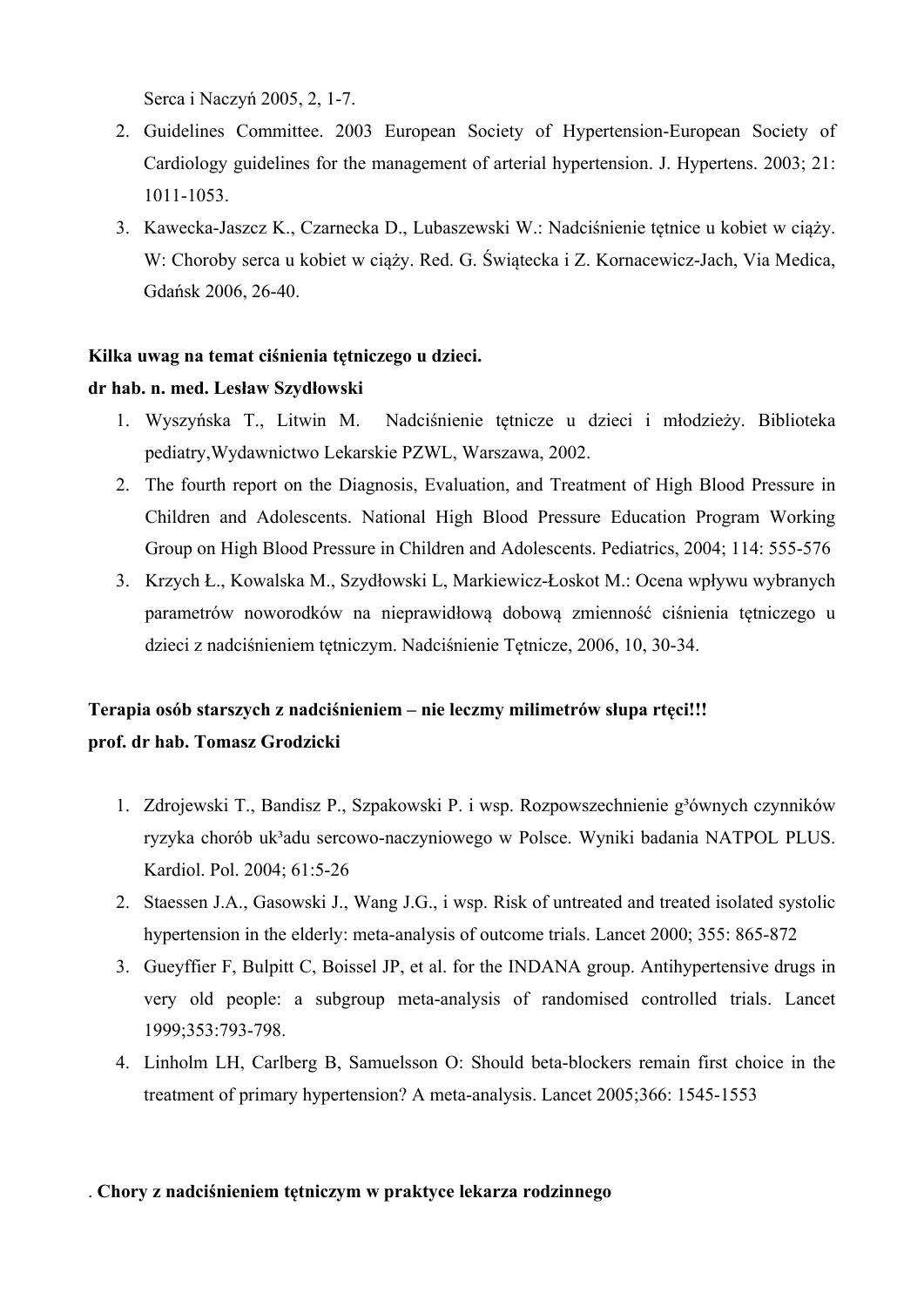Serca i Naczyń 2005, 2, 1-7.

2. Guidelines Committee. 2003 European Society of Hypertension-European Society of Cardiology guidelines for the management of arterial hypertension. J. Hypertens. 2003; 21: 1011-1053.
3. Kawecka-Jaszcz K., Czarnecka D., Lubaszewski W.: Nadciśnienie tętnice u kobiet w ciąży. W: Choroby serca u kobiet w ciąży. Red. G. Świątecka i Z. Kornacewicz-Jach, Via Medica, Gdańsk 2006, 26-40.

**Kilka uwag na temat ciśnienia tętniczego u dzieci.**
**dr hab. n. med. Lesław Szydłowski**

1. Wyszyńska T., Litwin M. Nadciśnienie tętnicze u dzieci i młodzieży. Biblioteka pediatry,Wydawnictwo Lekarskie PZWL, Warszawa, 2002.
2. The fourth report on the Diagnosis, Evaluation, and Treatment of High Blood Pressure in Children and Adolescents. National High Blood Pressure Education Program Working Group on High Blood Pressure in Children and Adolescents. Pediatrics, 2004; 114: 555-576
3. Krzych Ł., Kowalska M., Szydłowski L, Markiewicz-Łoskot M.: Ocena wpływu wybranych parametrów noworodków na nieprawidłową dobową zmienność ciśnienia tętniczego u dzieci z nadciśnieniem tętniczym. Nadciśnienie Tętnicze, 2006, 10, 30-34.

**Terapia osób starszych z nadciśnieniem – nie leczmy milimetrów słupa rtęci!!!**
**prof. dr hab. Tomasz Grodzicki**

1. Zdrojewski T., Bandisz P., Szpakowski P. i wsp. Rozpowszechnienie g³ównych czynników ryzyka chorób uk³adu sercowo-naczyniowego w Polsce. Wyniki badania NATPOL PLUS. Kardiol. Pol. 2004; 61:5-26
2. Staessen J.A., Gasowski J., Wang J.G., i wsp. Risk of untreated and treated isolated systolic hypertension in the elderly: meta-analysis of outcome trials. Lancet 2000; 355: 865-872
3. Gueyffier F, Bulpitt C, Boissel JP, et al. for the INDANA group. Antihypertensive drugs in very old people: a subgroup meta-analysis of randomised controlled trials. Lancet 1999;353:793-798.
4. Linholm LH, Carlberg B, Samuelsson O: Should beta-blockers remain first choice in the treatment of primary hypertension? A meta-analysis. Lancet 2005;366: 1545-1553

. **Chory z nadciśnieniem tętniczym w praktyce lekarza rodzinnego**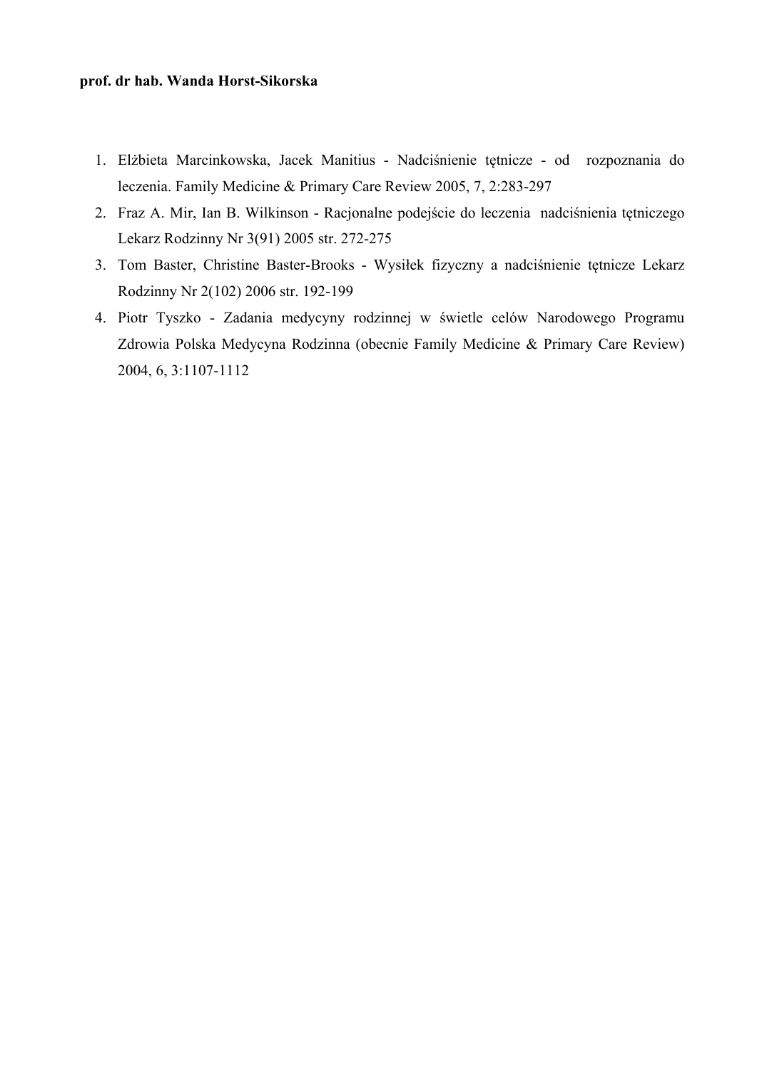**prof. dr hab. Wanda Horst-Sikorska**

1. Elżbieta Marcinkowska, Jacek Manitius - Nadciśnienie tętnicze - od rozpoznania do leczenia. Family Medicine & Primary Care Review 2005, 7, 2:283-297
2. Fraz A. Mir, Ian B. Wilkinson - Racjonalne podejście do leczenia nadciśnienia tętniczego Lekarz Rodzinny Nr 3(91) 2005 str. 272-275
3. Tom Baster, Christine Baster-Brooks - Wysiłek fizyczny a nadciśnienie tętnicze Lekarz Rodzinny Nr 2(102) 2006 str. 192-199
4. Piotr Tyszko - Zadania medycyny rodzinnej w świetle celów Narodowego Programu Zdrowia Polska Medycyna Rodzinna (obecnie Family Medicine & Primary Care Review) 2004, 6, 3:1107-1112